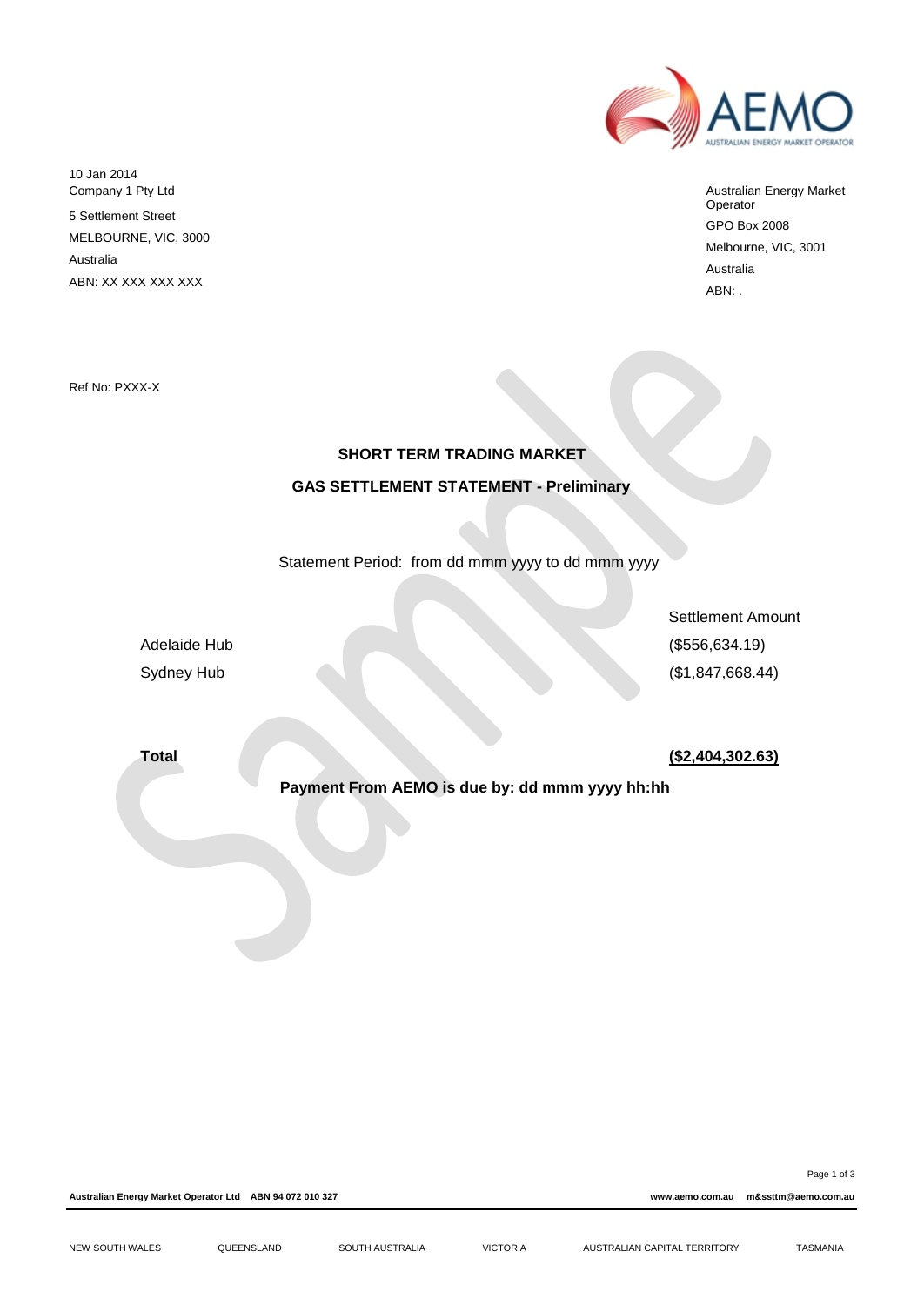10 Jan 2014
Company 1 Pty Ltd
5 Settlement Street
MELBOURNE, VIC, 3000
Australia
ABN: XX XXX XXX XXX

Australian Energy Market Operator
GPO Box 2008
Melbourne, VIC, 3001
Australia
ABN: .

Ref No: PXXX-X

## SHORT TERM TRADING MARKET

## GAS SETTLEMENT STATEMENT - Preliminary

Statement Period: from dd mmm yyyy to dd mmm yyyy

| | Settlement Amount |
|---|---|
| Adelaide Hub | ($556,634.19) |
| Sydney Hub | ($1,847,668.44) |
| **Total** | **($2,404,302.63)** |

**Payment From AEMO is due by: dd mmm yyyy hh:hh**

Australian Energy Market Operator Ltd ABN 94 072 010 327 www.aemo.com.au m&ssttm@aemo.com.au

NEW SOUTH WALES QUEENSLAND SOUTH AUSTRALIA VICTORIA AUSTRALIAN CAPITAL TERRITORY TASMANIA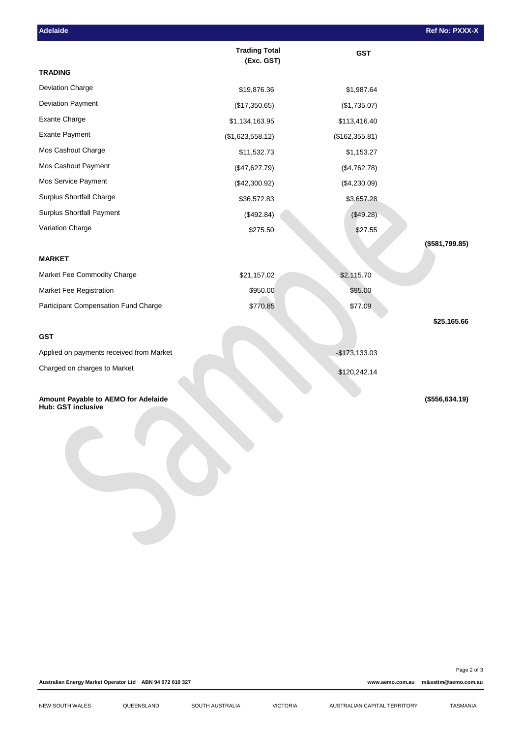**Adelaide** **Ref No: PXXX-X**

| | Trading Total (Exc. GST) | GST | |
|---|---|---|---|
| **TRADING** | | | |
| Deviation Charge | $19,876.36 | $1,987.64 | |
| Deviation Payment | ($17,350.65) | ($1,735.07) | |
| Exante Charge | $1,134,163.95 | $113,416.40 | |
| Exante Payment | ($1,623,558.12) | ($162,355.81) | |
| Mos Cashout Charge | $11,532.73 | $1,153.27 | |
| Mos Cashout Payment | ($47,627.79) | ($4,762.78) | |
| Mos Service Payment | ($42,300.92) | ($4,230.09) | |
| Surplus Shortfall Charge | $36,572.83 | $3,657.28 | |
| Surplus Shortfall Payment | ($492.84) | ($49.28) | |
| Variation Charge | $275.50 | $27.55 | |
| | | | **($581,799.85)** |
| **MARKET** | | | |
| Market Fee Commodity Charge | $21,157.02 | $2,115.70 | |
| Market Fee Registration | $950.00 | $95.00 | |
| Participant Compensation Fund Charge | $770.85 | $77.09 | |
| | | | **$25,165.66** |
| **GST** | | | |
| Applied on payments received from Market | | -$173,133.03 | |
| Charged on charges to Market | | $120,242.14 | |
| **Amount Payable to AEMO for Adelaide Hub: GST inclusive** | | | **($556,634.19)** |

Australian Energy Market Operator Ltd ABN 94 072 010 327 www.aemo.com.au m&ssttm@aemo.com.au

NEW SOUTH WALES QUEENSLAND SOUTH AUSTRALIA VICTORIA AUSTRALIAN CAPITAL TERRITORY TASMANIA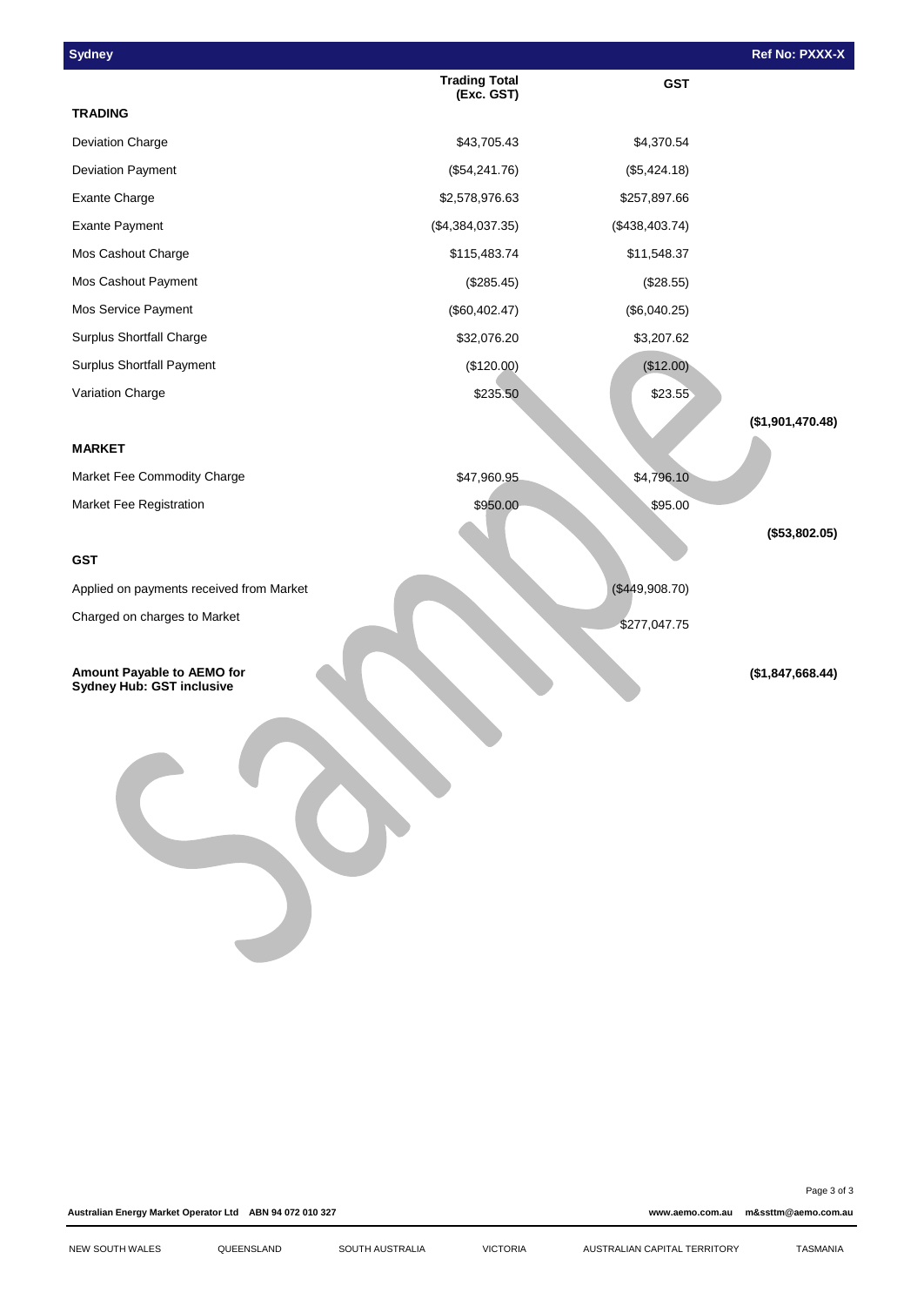| Sydney | | | Ref No: PXXX-X |
|---|---|---|---|
| | **Trading Total (Exc. GST)** | **GST** | |
| **TRADING** | | | |
| Deviation Charge | $43,705.43 | $4,370.54 | |
| Deviation Payment | ($54,241.76) | ($5,424.18) | |
| Exante Charge | $2,578,976.63 | $257,897.66 | |
| Exante Payment | ($4,384,037.35) | ($438,403.74) | |
| Mos Cashout Charge | $115,483.74 | $11,548.37 | |
| Mos Cashout Payment | ($285.45) | ($28.55) | |
| Mos Service Payment | ($60,402.47) | ($6,040.25) | |
| Surplus Shortfall Charge | $32,076.20 | $3,207.62 | |
| Surplus Shortfall Payment | ($120.00) | ($12.00) | |
| Variation Charge | $235.50 | $23.55 | |
| | | | **($1,901,470.48)** |
| **MARKET** | | | |
| Market Fee Commodity Charge | $47,960.95 | $4,796.10 | |
| Market Fee Registration | $950.00 | $95.00 | |
| | | | **($53,802.05)** |
| **GST** | | | |
| Applied on payments received from Market | | ($449,908.70) | |
| Charged on charges to Market | | $277,047.75 | |
| **Amount Payable to AEMO for Sydney Hub: GST inclusive** | | | **($1,847,668.44)** |

Australian Energy Market Operator Ltd ABN 94 072 010 327

www.aemo.com.au m&ssttm@aemo.com.au

NEW SOUTH WALES QUEENSLAND SOUTH AUSTRALIA VICTORIA AUSTRALIAN CAPITAL TERRITORY TASMANIA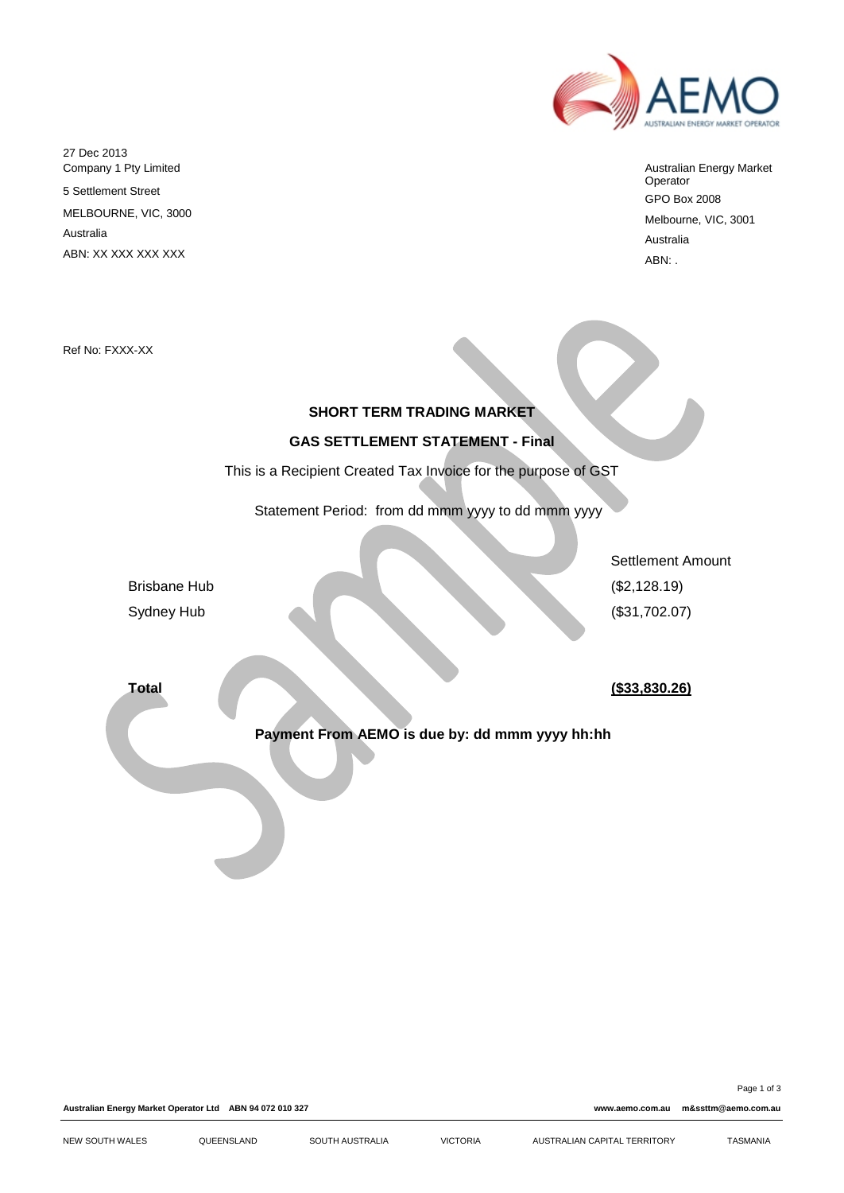27 Dec 2013
Company 1 Pty Limited
5 Settlement Street
MELBOURNE, VIC, 3000
Australia
ABN: XX XXX XXX XXX

Australian Energy Market Operator
GPO Box 2008
Melbourne, VIC, 3001
Australia
ABN: .

Ref No: FXXX-XX

**SHORT TERM TRADING MARKET**

**GAS SETTLEMENT STATEMENT - Final**

This is a Recipient Created Tax Invoice for the purpose of GST

Statement Period: from dd mmm yyyy to dd mmm yyyy

| | Settlement Amount |
|---|---|
| Brisbane Hub | ($2,128.19) |
| Sydney Hub | ($31,702.07) |
| **Total** | **($33,830.26)** |

**Payment From AEMO is due by: dd mmm yyyy hh:hh**

**Australian Energy Market Operator Ltd ABN 94 072 010 327** **www.aemo.com.au m&ssttm@aemo.com.au**

NEW SOUTH WALES QUEENSLAND SOUTH AUSTRALIA VICTORIA AUSTRALIAN CAPITAL TERRITORY TASMANIA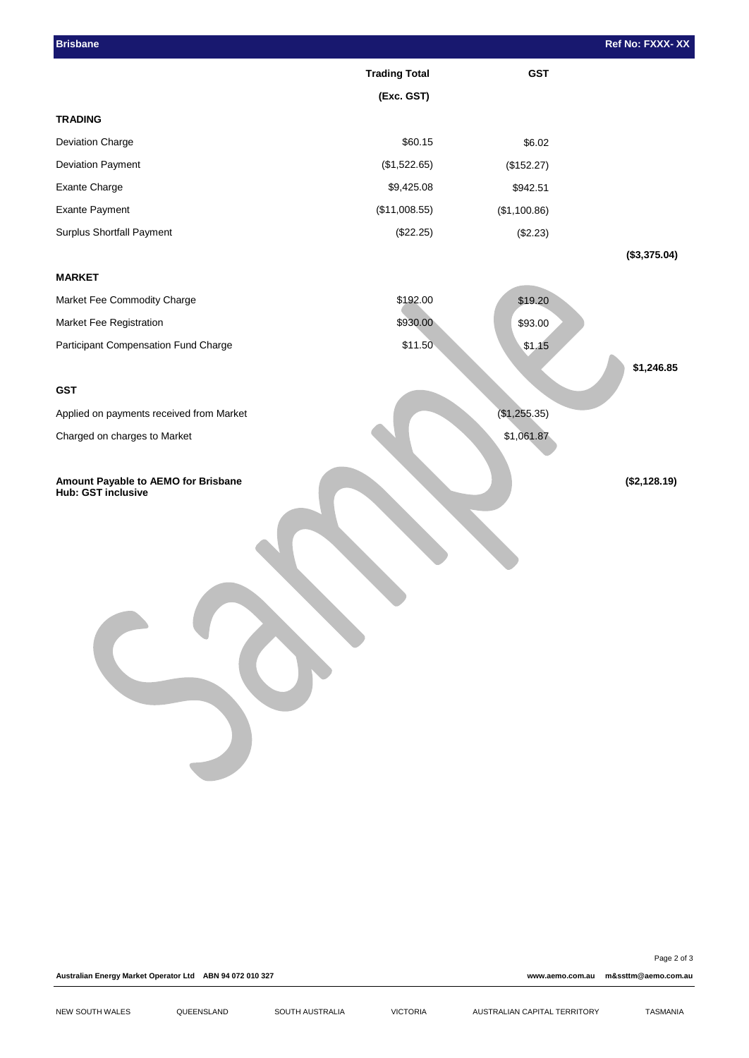| Brisbane | | | Ref No: FXXX- XX |
|---|---|---|---|
| | **Trading Total (Exc. GST)** | **GST** | |
| **TRADING** | | | |
| Deviation Charge | $60.15 | $6.02 | |
| Deviation Payment | ($1,522.65) | ($152.27) | |
| Exante Charge | $9,425.08 | $942.51 | |
| Exante Payment | ($11,008.55) | ($1,100.86) | |
| Surplus Shortfall Payment | ($22.25) | ($2.23) | |
| | | | **($3,375.04)** |
| **MARKET** | | | |
| Market Fee Commodity Charge | $192.00 | $19.20 | |
| Market Fee Registration | $930.00 | $93.00 | |
| Participant Compensation Fund Charge | $11.50 | $1.15 | |
| | | | **$1,246.85** |
| **GST** | | | |
| Applied on payments received from Market | | ($1,255.35) | |
| Charged on charges to Market | | $1,061.87 | |
| **Amount Payable to AEMO for Brisbane Hub: GST inclusive** | | | **($2,128.19)** |

Sample

Australian Energy Market Operator Ltd ABN 94 072 010 327 | www.aemo.com.au | m&ssttm@aemo.com.au

NEW SOUTH WALES | QUEENSLAND | SOUTH AUSTRALIA | VICTORIA | AUSTRALIAN CAPITAL TERRITORY | TASMANIA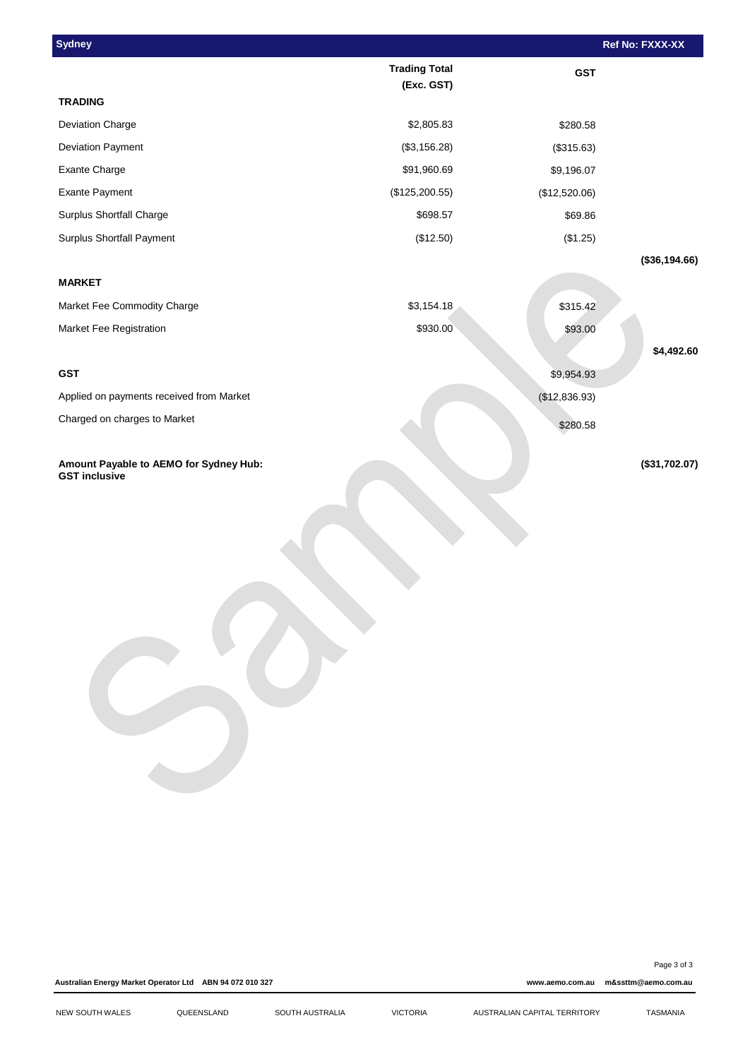| Sydney | | | Ref No: FXXX-XX |
|---|---|---|---|
| | **Trading Total (Exc. GST)** | **GST** | |
| **TRADING** | | | |
| Deviation Charge | $2,805.83 | $280.58 | |
| Deviation Payment | ($3,156.28) | ($315.63) | |
| Exante Charge | $91,960.69 | $9,196.07 | |
| Exante Payment | ($125,200.55) | ($12,520.06) | |
| Surplus Shortfall Charge | $698.57 | $69.86 | |
| Surplus Shortfall Payment | ($12.50) | ($1.25) | |
| | | | **($36,194.66)** |
| **MARKET** | | | |
| Market Fee Commodity Charge | $3,154.18 | $315.42 | |
| Market Fee Registration | $930.00 | $93.00 | |
| | | | **$4,492.60** |
| **GST** | | $9,954.93 | |
| Applied on payments received from Market | | ($12,836.93) | |
| Charged on charges to Market | | $280.58 | |
| **Amount Payable to AEMO for Sydney Hub: GST inclusive** | | | **($31,702.07)** |

Australian Energy Market Operator Ltd ABN 94 072 010 327 www.aemo.com.au m&ssttm@aemo.com.au

NEW SOUTH WALES QUEENSLAND SOUTH AUSTRALIA VICTORIA AUSTRALIAN CAPITAL TERRITORY TASMANIA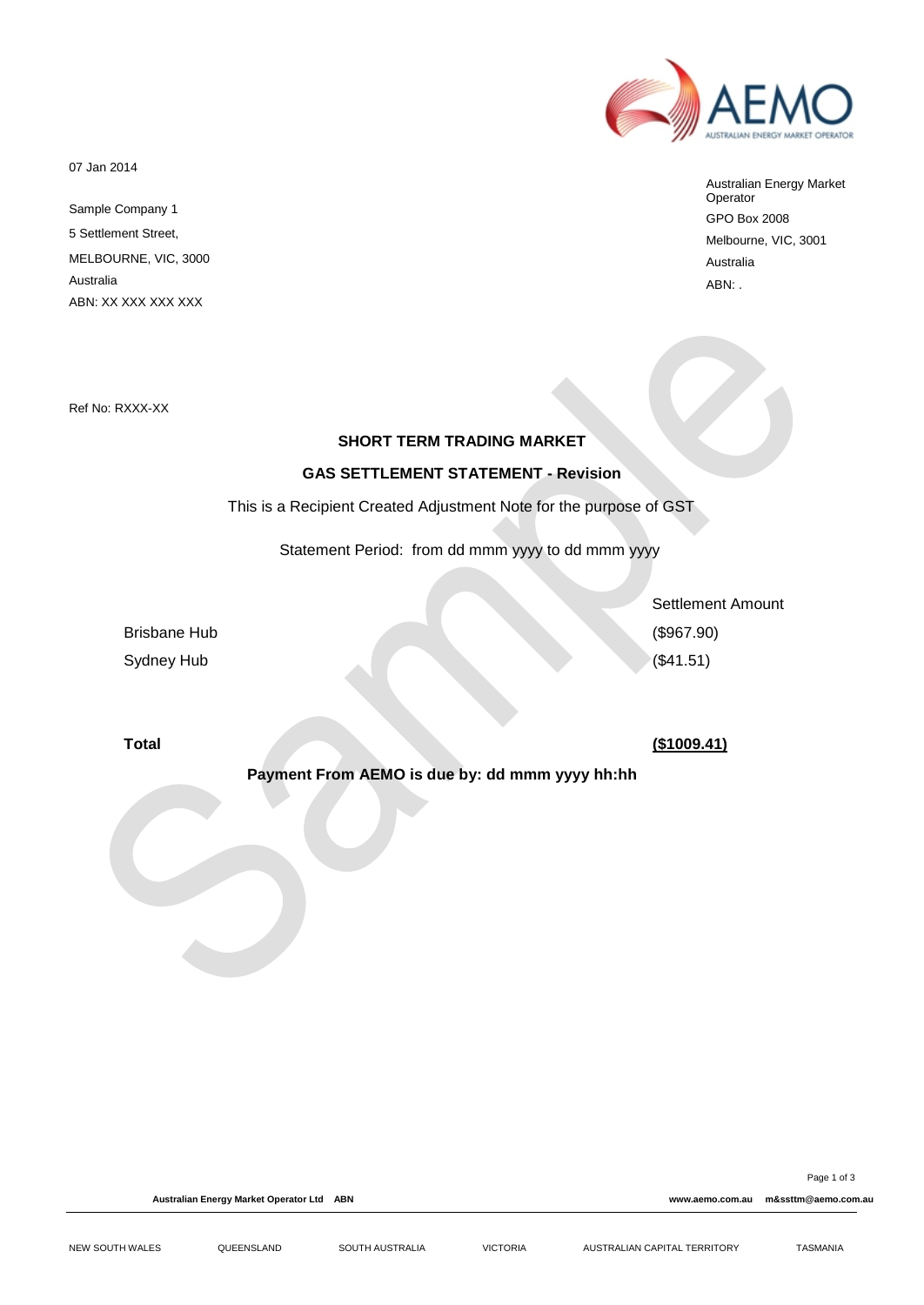07 Jan 2014

Sample Company 1
5 Settlement Street,
MELBOURNE, VIC, 3000
Australia
ABN: XX XXX XXX XXX

Australian Energy Market Operator
GPO Box 2008
Melbourne, VIC, 3001
Australia
ABN: .

Ref No: RXXX-XX

**SHORT TERM TRADING MARKET**

**GAS SETTLEMENT STATEMENT - Revision**

This is a Recipient Created Adjustment Note for the purpose of GST

Statement Period: from dd mmm yyyy to dd mmm yyyy

| | Settlement Amount |
|---|---|
| Brisbane Hub | ($967.90) |
| Sydney Hub | ($41.51) |
| **Total** | **($1009.41)** |

**Payment From AEMO is due by: dd mmm yyyy hh:hh**

Australian Energy Market Operator Ltd ABN

www.aemo.com.au m&ssttm@aemo.com.au

NEW SOUTH WALES QUEENSLAND SOUTH AUSTRALIA VICTORIA AUSTRALIAN CAPITAL TERRITORY TASMANIA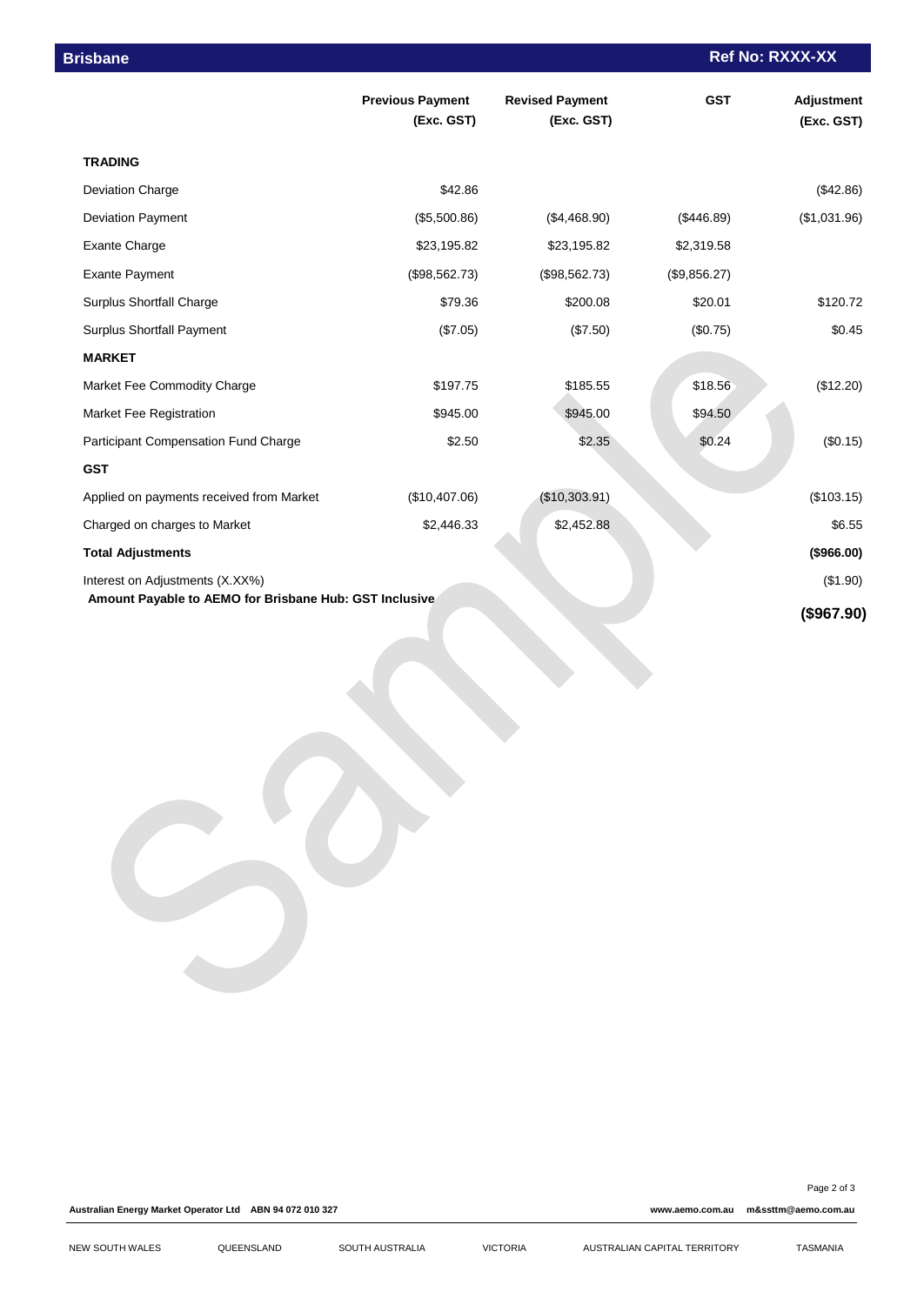**Brisbane** **Ref No: RXXX-XX**

| | Previous Payment (Exc. GST) | Revised Payment (Exc. GST) | GST | Adjustment (Exc. GST) |
|---|---|---|---|---|
| **TRADING** | | | | |
| Deviation Charge | $42.86 | | | ($42.86) |
| Deviation Payment | ($5,500.86) | ($4,468.90) | ($446.89) | ($1,031.96) |
| Exante Charge | $23,195.82 | $23,195.82 | $2,319.58 | |
| Exante Payment | ($98,562.73) | ($98,562.73) | ($9,856.27) | |
| Surplus Shortfall Charge | $79.36 | $200.08 | $20.01 | $120.72 |
| Surplus Shortfall Payment | ($7.05) | ($7.50) | ($0.75) | $0.45 |
| **MARKET** | | | | |
| Market Fee Commodity Charge | $197.75 | $185.55 | $18.56 | ($12.20) |
| Market Fee Registration | $945.00 | $945.00 | $94.50 | |
| Participant Compensation Fund Charge | $2.50 | $2.35 | $0.24 | ($0.15) |
| **GST** | | | | |
| Applied on payments received from Market | ($10,407.06) | ($10,303.91) | | ($103.15) |
| Charged on charges to Market | $2,446.33 | $2,452.88 | | $6.55 |
| **Total Adjustments** | | | | **($966.00)** |
| Interest on Adjustments (X.XX%) | | | | ($1.90) |
| **Amount Payable to AEMO for Brisbane Hub: GST Inclusive** | | | | **($967.90)** |

Australian Energy Market Operator Ltd ABN 94 072 010 327 www.aemo.com.au m&sttm@aemo.com.au

NEW SOUTH WALES QUEENSLAND SOUTH AUSTRALIA VICTORIA AUSTRALIAN CAPITAL TERRITORY TASMANIA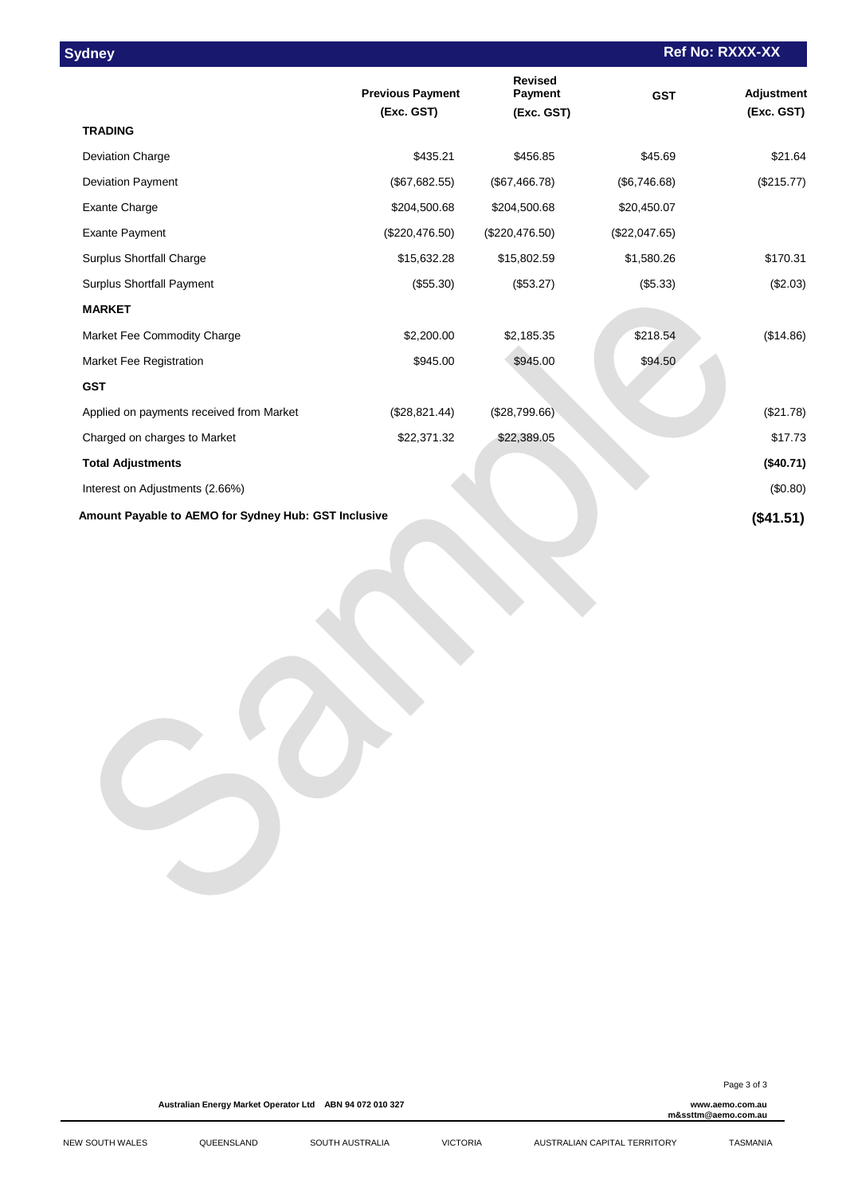## Sydney

**Ref No: RXXX-XX**

| | Previous Payment (Exc. GST) | Revised Payment (Exc. GST) | GST | Adjustment (Exc. GST) |
|---|---|---|---|---|
| **TRADING** | | | | |
| Deviation Charge | $435.21 | $456.85 | $45.69 | $21.64 |
| Deviation Payment | ($67,682.55) | ($67,466.78) | ($6,746.68) | ($215.77) |
| Exante Charge | $204,500.68 | $204,500.68 | $20,450.07 | |
| Exante Payment | ($220,476.50) | ($220,476.50) | ($22,047.65) | |
| Surplus Shortfall Charge | $15,632.28 | $15,802.59 | $1,580.26 | $170.31 |
| Surplus Shortfall Payment | ($55.30) | ($53.27) | ($5.33) | ($2.03) |
| **MARKET** | | | | |
| Market Fee Commodity Charge | $2,200.00 | $2,185.35 | $218.54 | ($14.86) |
| Market Fee Registration | $945.00 | $945.00 | $94.50 | |
| **GST** | | | | |
| Applied on payments received from Market | ($28,821.44) | ($28,799.66) | | ($21.78) |
| Charged on charges to Market | $22,371.32 | $22,389.05 | | $17.73 |
| **Total Adjustments** | | | | **($40.71)** |
| Interest on Adjustments (2.66%) | | | | ($0.80) |
| **Amount Payable to AEMO for Sydney Hub: GST Inclusive** | | | | **($41.51)** |

Australian Energy Market Operator Ltd ABN 94 072 010 327

www.aemo.com.au
m&ssttm@aemo.com.au

NEW SOUTH WALES QUEENSLAND SOUTH AUSTRALIA VICTORIA AUSTRALIAN CAPITAL TERRITORY TASMANIA